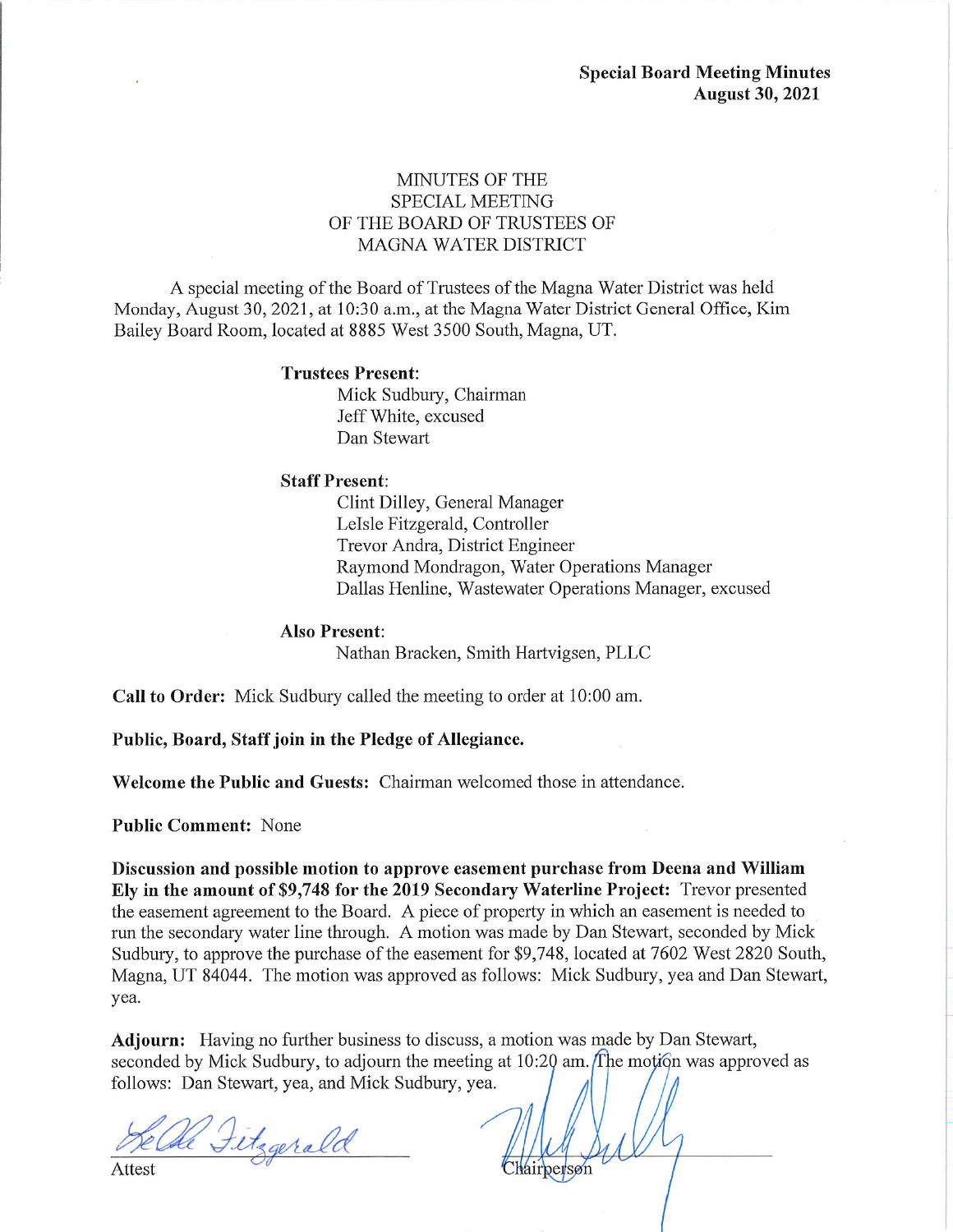**Special Board Meeting Minutes**
**August 30, 2021**

# MINUTES OF THE SPECIAL MEETING OF THE BOARD OF TRUSTEES OF MAGNA WATER DISTRICT

A special meeting of the Board of Trustees of the Magna Water District was held Monday, August 30, 2021, at 10:30 a.m., at the Magna Water District General Office, Kim Bailey Board Room, located at 8885 West 3500 South, Magna, UT.

**Trustees Present:**
Mick Sudbury, Chairman
Jeff White, excused
Dan Stewart

**Staff Present:**
Clint Dilley, General Manager
LeIsle Fitzgerald, Controller
Trevor Andra, District Engineer
Raymond Mondragon, Water Operations Manager
Dallas Henline, Wastewater Operations Manager, excused

**Also Present:**
Nathan Bracken, Smith Hartvigsen, PLLC

**Call to Order:** Mick Sudbury called the meeting to order at 10:00 am.

**Public, Board, Staff join in the Pledge of Allegiance.**

**Welcome the Public and Guests:** Chairman welcomed those in attendance.

**Public Comment:** None

**Discussion and possible motion to approve easement purchase from Deena and William Ely in the amount of $9,748 for the 2019 Secondary Waterline Project:** Trevor presented the easement agreement to the Board. A piece of property in which an easement is needed to run the secondary water line through. A motion was made by Dan Stewart, seconded by Mick Sudbury, to approve the purchase of the easement for $9,748, located at 7602 West 2820 South, Magna, UT 84044. The motion was approved as follows: Mick Sudbury, yea and Dan Stewart, yea.

**Adjourn:** Having no further business to discuss, a motion was made by Dan Stewart, seconded by Mick Sudbury, to adjourn the meeting at 10:20 am. The motion was approved as follows: Dan Stewart, yea, and Mick Sudbury, yea.

LeIsle Fitzgerald
Attest

Chairperson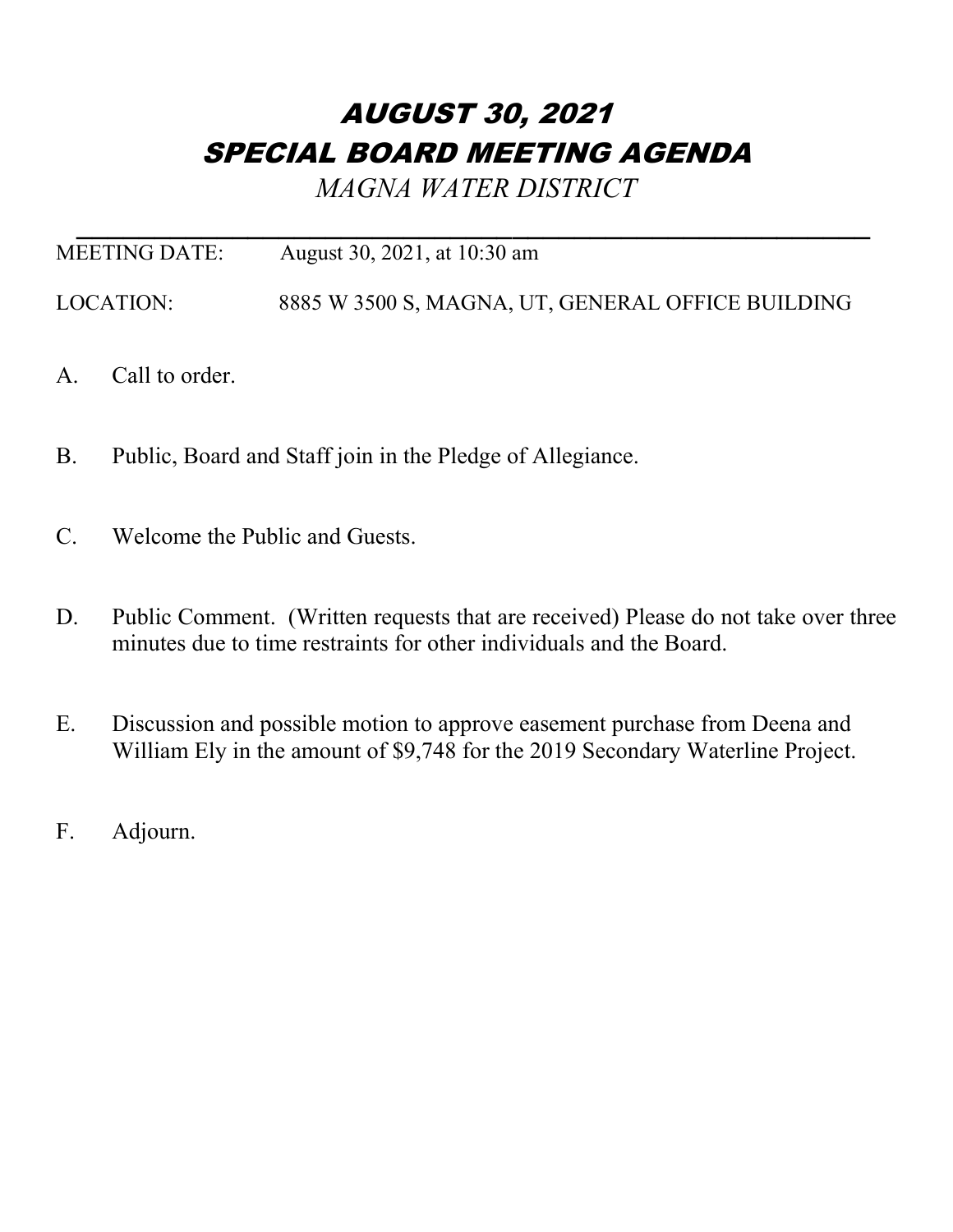# *AUGUST 30, 2021*
# *SPECIAL BOARD MEETING AGENDA*

*MAGNA WATER DISTRICT*

---

MEETING DATE: August 30, 2021, at 10:30 am

LOCATION: 8885 W 3500 S, MAGNA, UT, GENERAL OFFICE BUILDING

A. Call to order.

B. Public, Board and Staff join in the Pledge of Allegiance.

C. Welcome the Public and Guests.

D. Public Comment. (Written requests that are received) Please do not take over three minutes due to time restraints for other individuals and the Board.

E. Discussion and possible motion to approve easement purchase from Deena and William Ely in the amount of $9,748 for the 2019 Secondary Waterline Project.

F. Adjourn.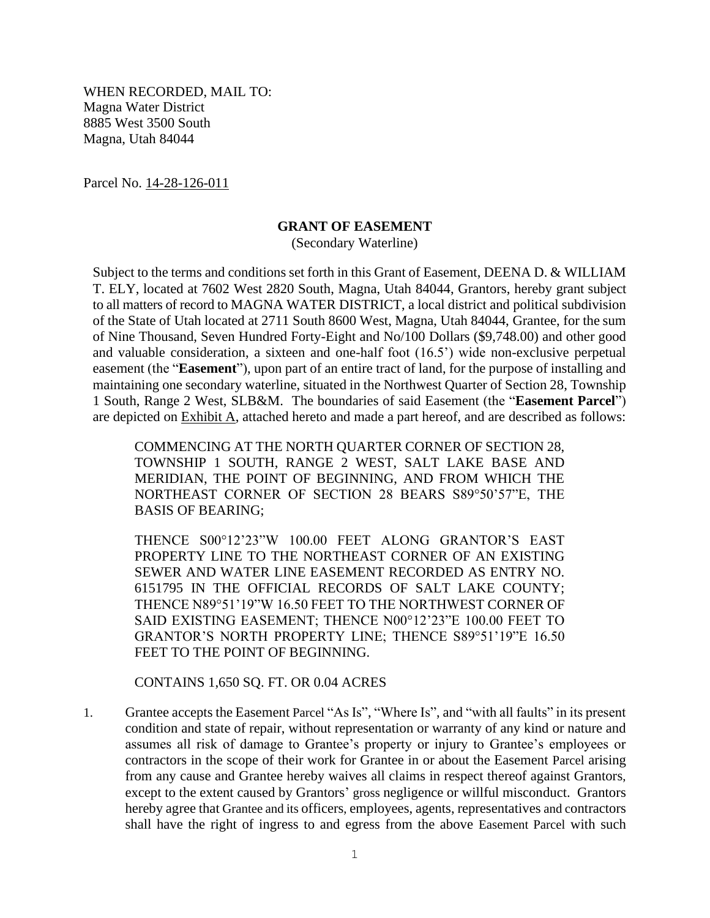WHEN RECORDED, MAIL TO:
Magna Water District
8885 West 3500 South
Magna, Utah 84044

Parcel No. 14-28-126-011

**GRANT OF EASEMENT**
(Secondary Waterline)

Subject to the terms and conditions set forth in this Grant of Easement, DEENA D. & WILLIAM T. ELY, located at 7602 West 2820 South, Magna, Utah 84044, Grantors, hereby grant subject to all matters of record to MAGNA WATER DISTRICT, a local district and political subdivision of the State of Utah located at 2711 South 8600 West, Magna, Utah 84044, Grantee, for the sum of Nine Thousand, Seven Hundred Forty-Eight and No/100 Dollars ($9,748.00) and other good and valuable consideration, a sixteen and one-half foot (16.5') wide non-exclusive perpetual easement (the "**Easement**"), upon part of an entire tract of land, for the purpose of installing and maintaining one secondary waterline, situated in the Northwest Quarter of Section 28, Township 1 South, Range 2 West, SLB&M. The boundaries of said Easement (the "**Easement Parcel**") are depicted on Exhibit A, attached hereto and made a part hereof, and are described as follows:

> COMMENCING AT THE NORTH QUARTER CORNER OF SECTION 28, TOWNSHIP 1 SOUTH, RANGE 2 WEST, SALT LAKE BASE AND MERIDIAN, THE POINT OF BEGINNING, AND FROM WHICH THE NORTHEAST CORNER OF SECTION 28 BEARS S89°50'57"E, THE BASIS OF BEARING;
>
> THENCE S00°12'23"W 100.00 FEET ALONG GRANTOR'S EAST PROPERTY LINE TO THE NORTHEAST CORNER OF AN EXISTING SEWER AND WATER LINE EASEMENT RECORDED AS ENTRY NO. 6151795 IN THE OFFICIAL RECORDS OF SALT LAKE COUNTY; THENCE N89°51'19"W 16.50 FEET TO THE NORTHWEST CORNER OF SAID EXISTING EASEMENT; THENCE N00°12'23"E 100.00 FEET TO GRANTOR'S NORTH PROPERTY LINE; THENCE S89°51'19"E 16.50 FEET TO THE POINT OF BEGINNING.
>
> CONTAINS 1,650 SQ. FT. OR 0.04 ACRES

1. Grantee accepts the Easement Parcel "As Is", "Where Is", and "with all faults" in its present condition and state of repair, without representation or warranty of any kind or nature and assumes all risk of damage to Grantee's property or injury to Grantee's employees or contractors in the scope of their work for Grantee in or about the Easement Parcel arising from any cause and Grantee hereby waives all claims in respect thereof against Grantors, except to the extent caused by Grantors' gross negligence or willful misconduct. Grantors hereby agree that Grantee and its officers, employees, agents, representatives and contractors shall have the right of ingress to and egress from the above Easement Parcel with such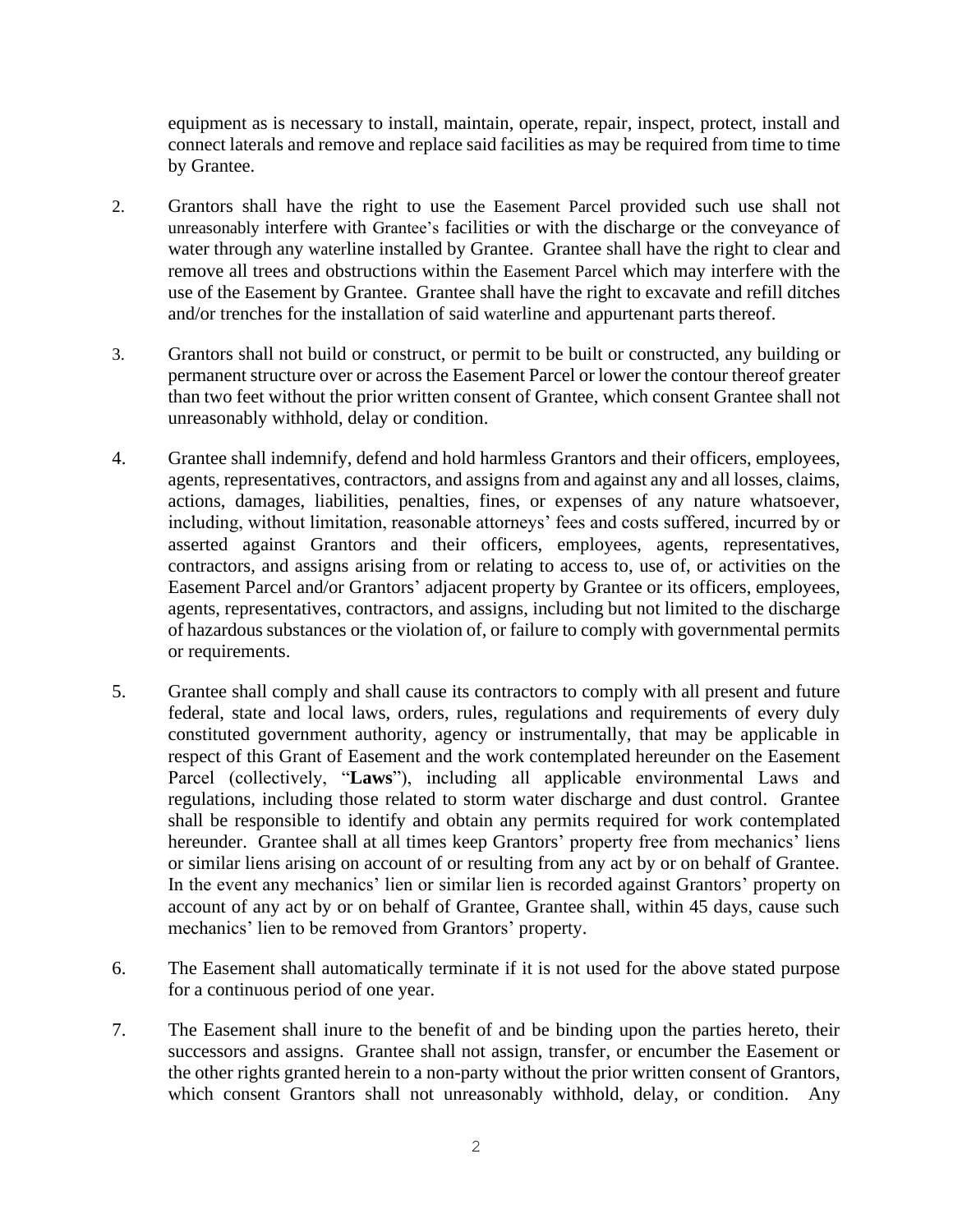equipment as is necessary to install, maintain, operate, repair, inspect, protect, install and connect laterals and remove and replace said facilities as may be required from time to time by Grantee.

2. Grantors shall have the right to use the Easement Parcel provided such use shall not unreasonably interfere with Grantee's facilities or with the discharge or the conveyance of water through any waterline installed by Grantee. Grantee shall have the right to clear and remove all trees and obstructions within the Easement Parcel which may interfere with the use of the Easement by Grantee. Grantee shall have the right to excavate and refill ditches and/or trenches for the installation of said waterline and appurtenant parts thereof.

3. Grantors shall not build or construct, or permit to be built or constructed, any building or permanent structure over or across the Easement Parcel or lower the contour thereof greater than two feet without the prior written consent of Grantee, which consent Grantee shall not unreasonably withhold, delay or condition.

4. Grantee shall indemnify, defend and hold harmless Grantors and their officers, employees, agents, representatives, contractors, and assigns from and against any and all losses, claims, actions, damages, liabilities, penalties, fines, or expenses of any nature whatsoever, including, without limitation, reasonable attorneys' fees and costs suffered, incurred by or asserted against Grantors and their officers, employees, agents, representatives, contractors, and assigns arising from or relating to access to, use of, or activities on the Easement Parcel and/or Grantors' adjacent property by Grantee or its officers, employees, agents, representatives, contractors, and assigns, including but not limited to the discharge of hazardous substances or the violation of, or failure to comply with governmental permits or requirements.

5. Grantee shall comply and shall cause its contractors to comply with all present and future federal, state and local laws, orders, rules, regulations and requirements of every duly constituted government authority, agency or instrumentally, that may be applicable in respect of this Grant of Easement and the work contemplated hereunder on the Easement Parcel (collectively, "**Laws**"), including all applicable environmental Laws and regulations, including those related to storm water discharge and dust control. Grantee shall be responsible to identify and obtain any permits required for work contemplated hereunder. Grantee shall at all times keep Grantors' property free from mechanics' liens or similar liens arising on account of or resulting from any act by or on behalf of Grantee. In the event any mechanics' lien or similar lien is recorded against Grantors' property on account of any act by or on behalf of Grantee, Grantee shall, within 45 days, cause such mechanics' lien to be removed from Grantors' property.

6. The Easement shall automatically terminate if it is not used for the above stated purpose for a continuous period of one year.

7. The Easement shall inure to the benefit of and be binding upon the parties hereto, their successors and assigns. Grantee shall not assign, transfer, or encumber the Easement or the other rights granted herein to a non-party without the prior written consent of Grantors, which consent Grantors shall not unreasonably withhold, delay, or condition. Any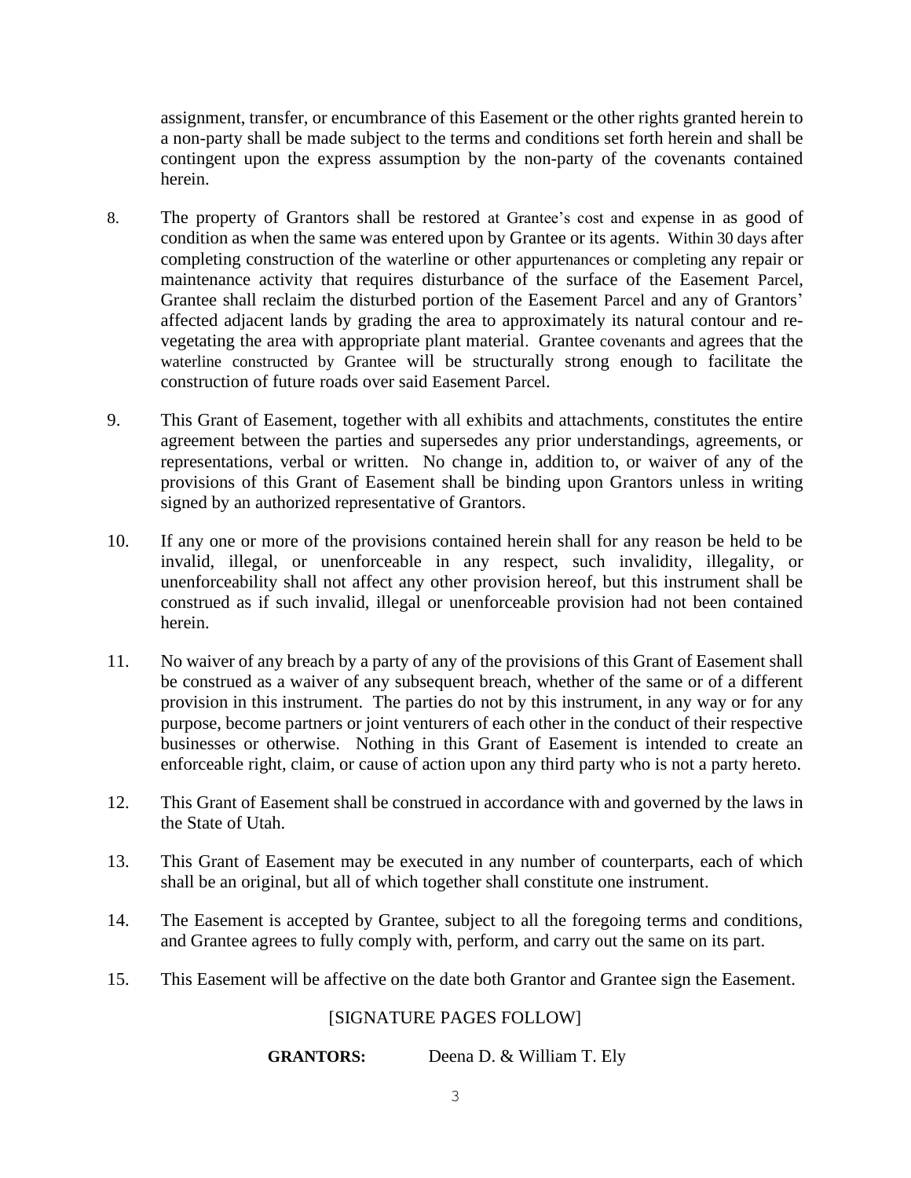assignment, transfer, or encumbrance of this Easement or the other rights granted herein to a non-party shall be made subject to the terms and conditions set forth herein and shall be contingent upon the express assumption by the non-party of the covenants contained herein.

8. The property of Grantors shall be restored at Grantee's cost and expense in as good of condition as when the same was entered upon by Grantee or its agents. Within 30 days after completing construction of the waterline or other appurtenances or completing any repair or maintenance activity that requires disturbance of the surface of the Easement Parcel, Grantee shall reclaim the disturbed portion of the Easement Parcel and any of Grantors' affected adjacent lands by grading the area to approximately its natural contour and re-vegetating the area with appropriate plant material. Grantee covenants and agrees that the waterline constructed by Grantee will be structurally strong enough to facilitate the construction of future roads over said Easement Parcel.

9. This Grant of Easement, together with all exhibits and attachments, constitutes the entire agreement between the parties and supersedes any prior understandings, agreements, or representations, verbal or written. No change in, addition to, or waiver of any of the provisions of this Grant of Easement shall be binding upon Grantors unless in writing signed by an authorized representative of Grantors.

10. If any one or more of the provisions contained herein shall for any reason be held to be invalid, illegal, or unenforceable in any respect, such invalidity, illegality, or unenforceability shall not affect any other provision hereof, but this instrument shall be construed as if such invalid, illegal or unenforceable provision had not been contained herein.

11. No waiver of any breach by a party of any of the provisions of this Grant of Easement shall be construed as a waiver of any subsequent breach, whether of the same or of a different provision in this instrument. The parties do not by this instrument, in any way or for any purpose, become partners or joint venturers of each other in the conduct of their respective businesses or otherwise. Nothing in this Grant of Easement is intended to create an enforceable right, claim, or cause of action upon any third party who is not a party hereto.

12. This Grant of Easement shall be construed in accordance with and governed by the laws in the State of Utah.

13. This Grant of Easement may be executed in any number of counterparts, each of which shall be an original, but all of which together shall constitute one instrument.

14. The Easement is accepted by Grantee, subject to all the foregoing terms and conditions, and Grantee agrees to fully comply with, perform, and carry out the same on its part.

15. This Easement will be affective on the date both Grantor and Grantee sign the Easement.

[SIGNATURE PAGES FOLLOW]

**GRANTORS:** Deena D. & William T. Ely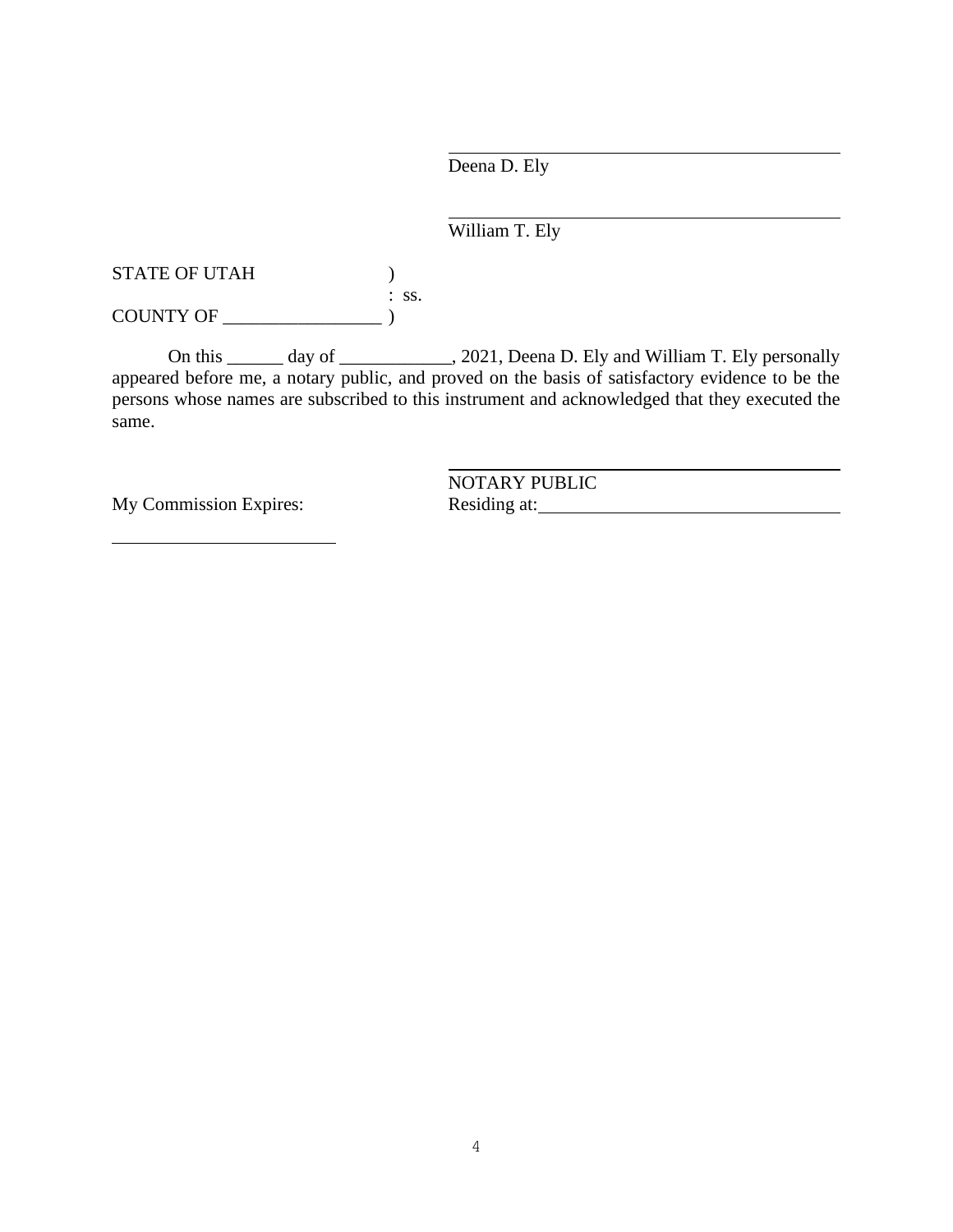\_\_\_\_\_\_\_\_\_\_\_\_\_\_\_\_\_\_\_\_\_\_\_\_\_\_\_\_\_\_\_\_\_\_\_\_\_\_\_\_
Deena D. Ely

\_\_\_\_\_\_\_\_\_\_\_\_\_\_\_\_\_\_\_\_\_\_\_\_\_\_\_\_\_\_\_\_\_\_\_\_\_\_\_\_
William T. Ely

STATE OF UTAH )
: ss.
COUNTY OF _________________ )

On this ______ day of ____________, 2021, Deena D. Ely and William T. Ely personally appeared before me, a notary public, and proved on the basis of satisfactory evidence to be the persons whose names are subscribed to this instrument and acknowledged that they executed the same.

\_\_\_\_\_\_\_\_\_\_\_\_\_\_\_\_\_\_\_\_\_\_\_\_\_\_\_\_\_\_\_\_\_\_\_\_\_\_\_\_
NOTARY PUBLIC
Residing at: ________________________________

My Commission Expires:

________________________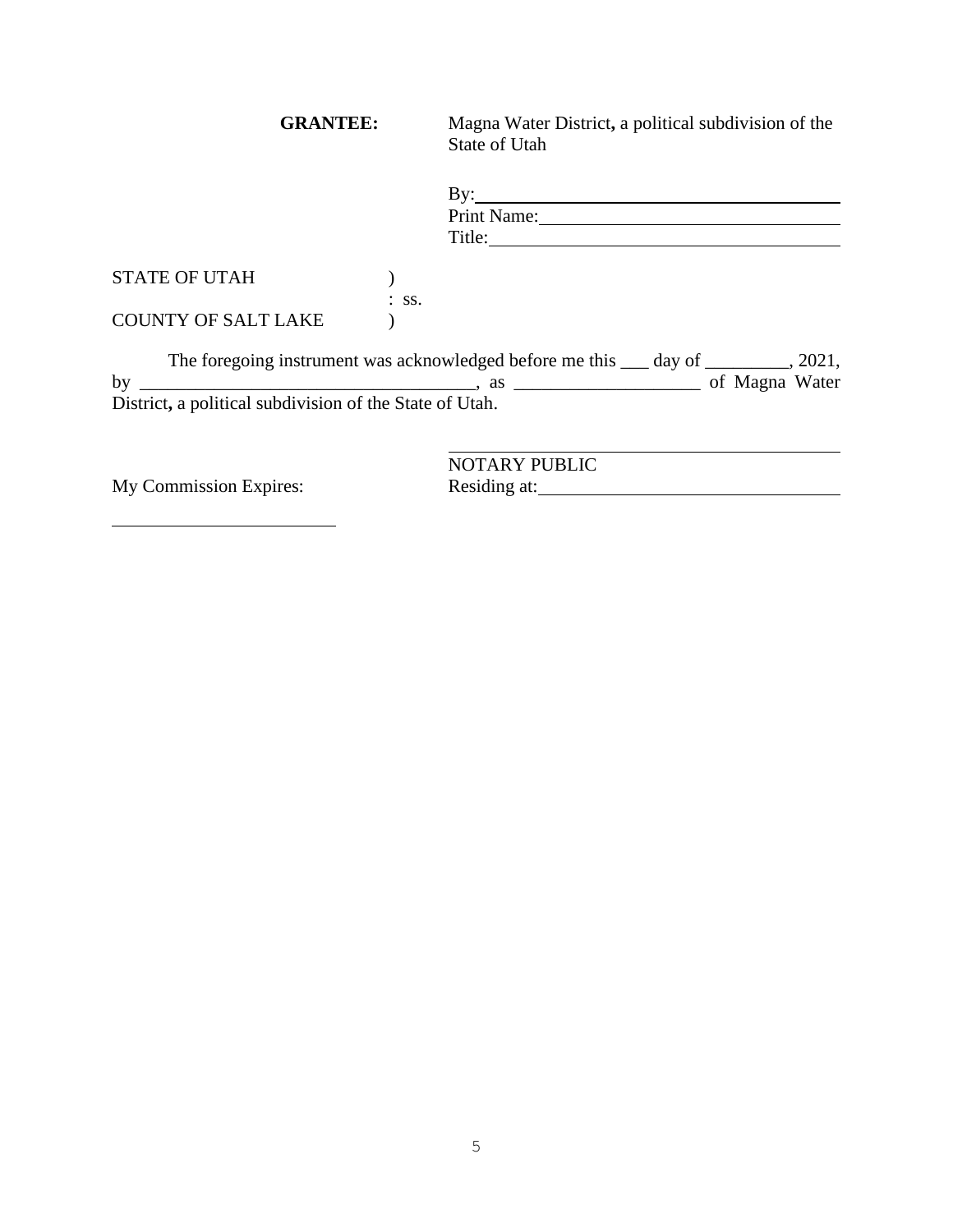**GRANTEE:** Magna Water District**,** a political subdivision of the State of Utah

By: ________________________________________

Print Name: _________________________________

Title: ______________________________________

STATE OF UTAH )
: ss.
COUNTY OF SALT LAKE )

The foregoing instrument was acknowledged before me this ___ day of _________, 2021, by ____________________________________, as ____________________ of Magna Water District**,** a political subdivision of the State of Utah.

________________________________________

NOTARY PUBLIC

My Commission Expires: Residing at: ____________________________

________________________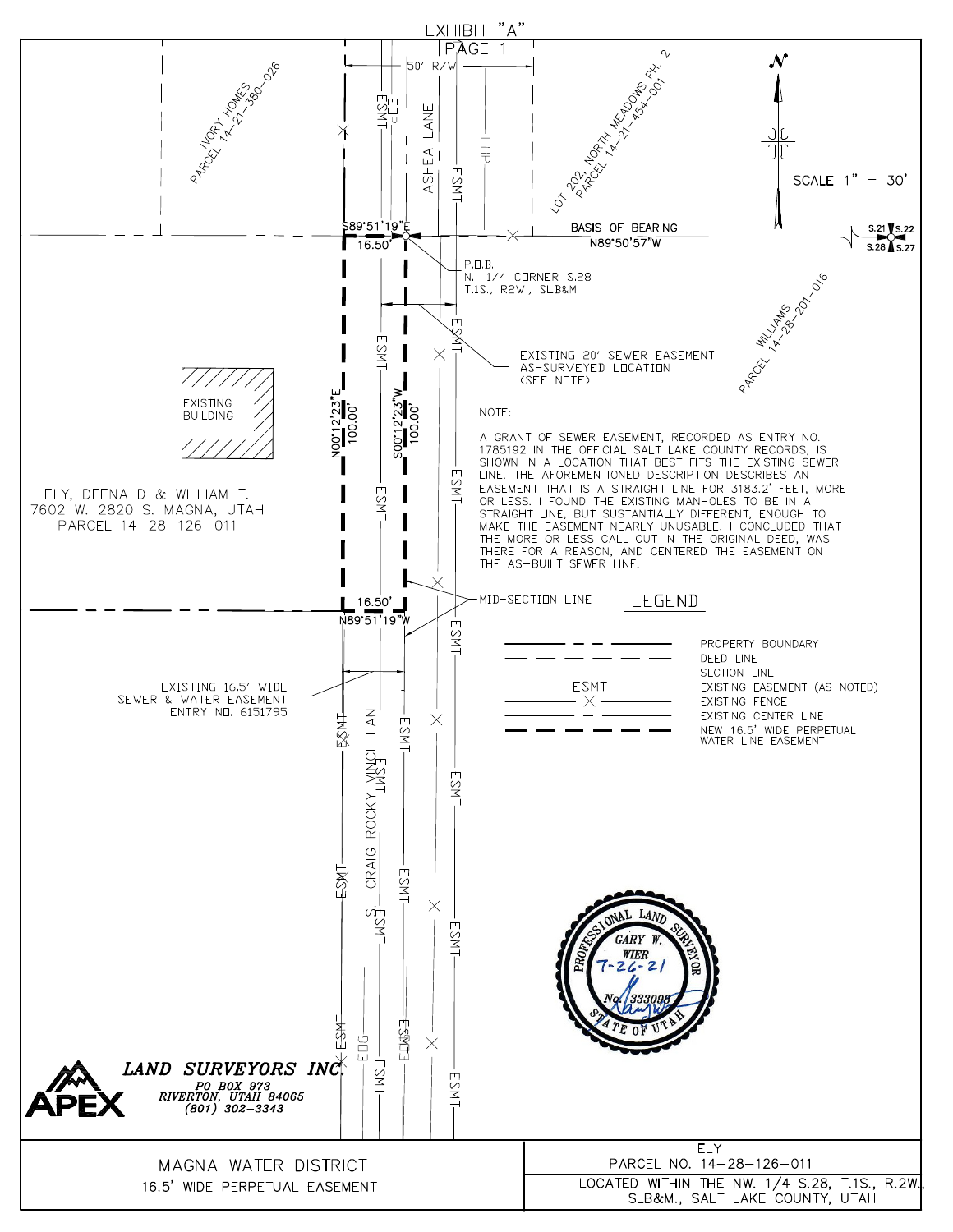# EXHIBIT "A"

PAGE 1

50' R/W

ASHEA LANE

EOP

ESMT

IVORY HOMES
PARCEL 14-21-380-026

LOT 202, NORTH MEADOWS PH. 2
PARCEL 14-21-454-001

SCALE 1" = 30'

S89°51'19"E

16.50'

BASIS OF BEARING
N89°50'57"W

S.21 S.22
S.28 S.27

P.O.B.
N. 1/4 CORNER S.28
T.1S., R2W., SLB&M

EXISTING 20' SEWER EASEMENT
AS-SURVEYED LOCATION
(SEE NOTE)

WILLIAMS
PARCEL 14-28-201-016

EXISTING BUILDING

N00°12'23"E
100.00'

S00°12'23"W
100.00'

NOTE:

A GRANT OF SEWER EASEMENT, RECORDED AS ENTRY NO. 1785192 IN THE OFFICIAL SALT LAKE COUNTY RECORDS, IS SHOWN IN A LOCATION THAT BEST FITS THE EXISTING SEWER LINE. THE AFOREMENTIONED DESCRIPTION DESCRIBES AN EASEMENT THAT IS A STRAIGHT LINE FOR 3183.2' FEET, MORE OR LESS. I FOUND THE EXISTING MANHOLES TO BE IN A STRAIGHT LINE, BUT SUSTANTIALLY DIFFERENT, ENOUGH TO MAKE THE EASEMENT NEARLY UNUSABLE. I CONCLUDED THAT THE MORE OR LESS CALL OUT IN THE ORIGINAL DEED, WAS THERE FOR A REASON, AND CENTERED THE EASEMENT ON THE AS-BUILT SEWER LINE.

ELY, DEENA D & WILLIAM T.
7602 W. 2820 S. MAGNA, UTAH
PARCEL 14-28-126-011

16.50'
N89°51'19"W

MID-SECTION LINE

## LEGEND

- PROPERTY BOUNDARY
- DEED LINE
- SECTION LINE
- EXISTING EASEMENT (AS NOTED)
- EXISTING FENCE
- EXISTING CENTER LINE
- NEW 16.5' WIDE PERPETUAL WATER LINE EASEMENT

EXISTING 16.5' WIDE
SEWER & WATER EASEMENT
ENTRY NO. 6151795

S. CRAIG ROCKY VINCE LANE

EOG

PROFESSIONAL LAND SURVEYOR
GARY W. WIER
7-26-21
No. 333098
STATE OF UTAH

**APEX LAND SURVEYORS INC.**
PO BOX 973
RIVERTON, UTAH 84065
(801) 302-3343

| MAGNA WATER DISTRICT<br>16.5' WIDE PERPETUAL EASEMENT | ELY<br>PARCEL NO. 14-28-126-011 |
|---|---|
| | LOCATED WITHIN THE NW. 1/4 S.28, T.1S., R.2W., SLB&M., SALT LAKE COUNTY, UTAH |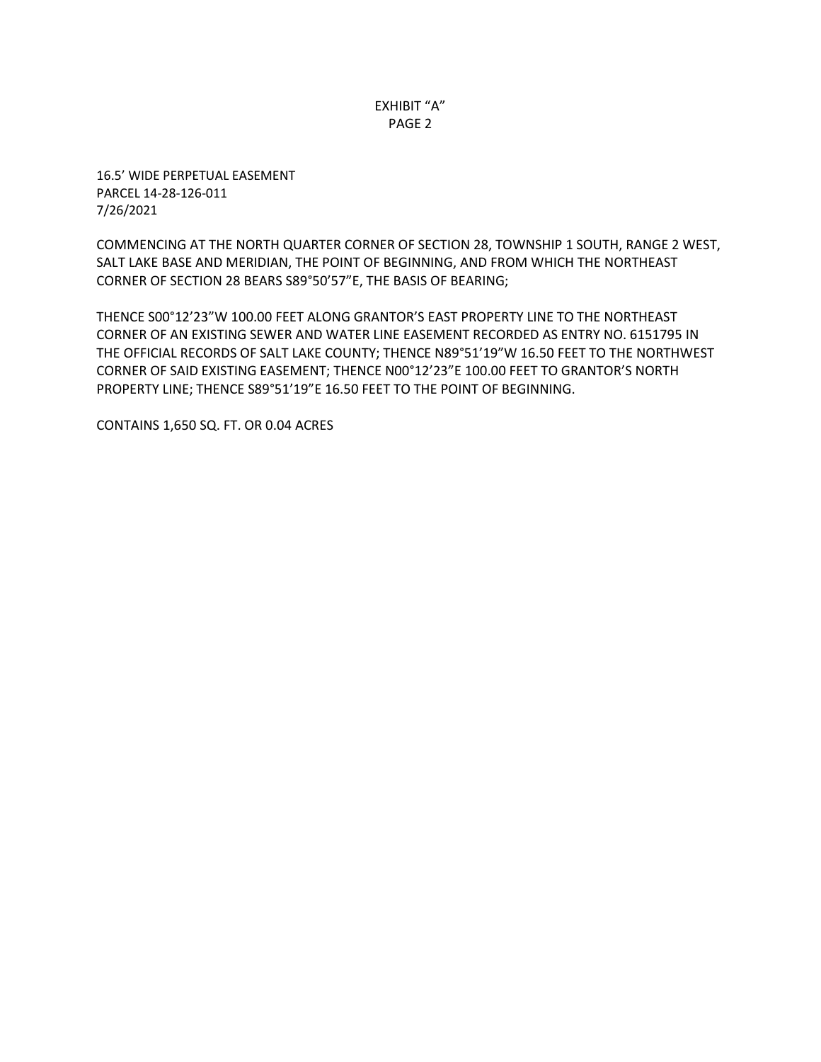EXHIBIT "A"
PAGE 2

16.5' WIDE PERPETUAL EASEMENT
PARCEL 14-28-126-011
7/26/2021

COMMENCING AT THE NORTH QUARTER CORNER OF SECTION 28, TOWNSHIP 1 SOUTH, RANGE 2 WEST, SALT LAKE BASE AND MERIDIAN, THE POINT OF BEGINNING, AND FROM WHICH THE NORTHEAST CORNER OF SECTION 28 BEARS S89°50'57"E, THE BASIS OF BEARING;

THENCE S00°12'23"W 100.00 FEET ALONG GRANTOR'S EAST PROPERTY LINE TO THE NORTHEAST CORNER OF AN EXISTING SEWER AND WATER LINE EASEMENT RECORDED AS ENTRY NO. 6151795 IN THE OFFICIAL RECORDS OF SALT LAKE COUNTY; THENCE N89°51'19"W 16.50 FEET TO THE NORTHWEST CORNER OF SAID EXISTING EASEMENT; THENCE N00°12'23"E 100.00 FEET TO GRANTOR'S NORTH PROPERTY LINE; THENCE S89°51'19"E 16.50 FEET TO THE POINT OF BEGINNING.

CONTAINS 1,650 SQ. FT. OR 0.04 ACRES